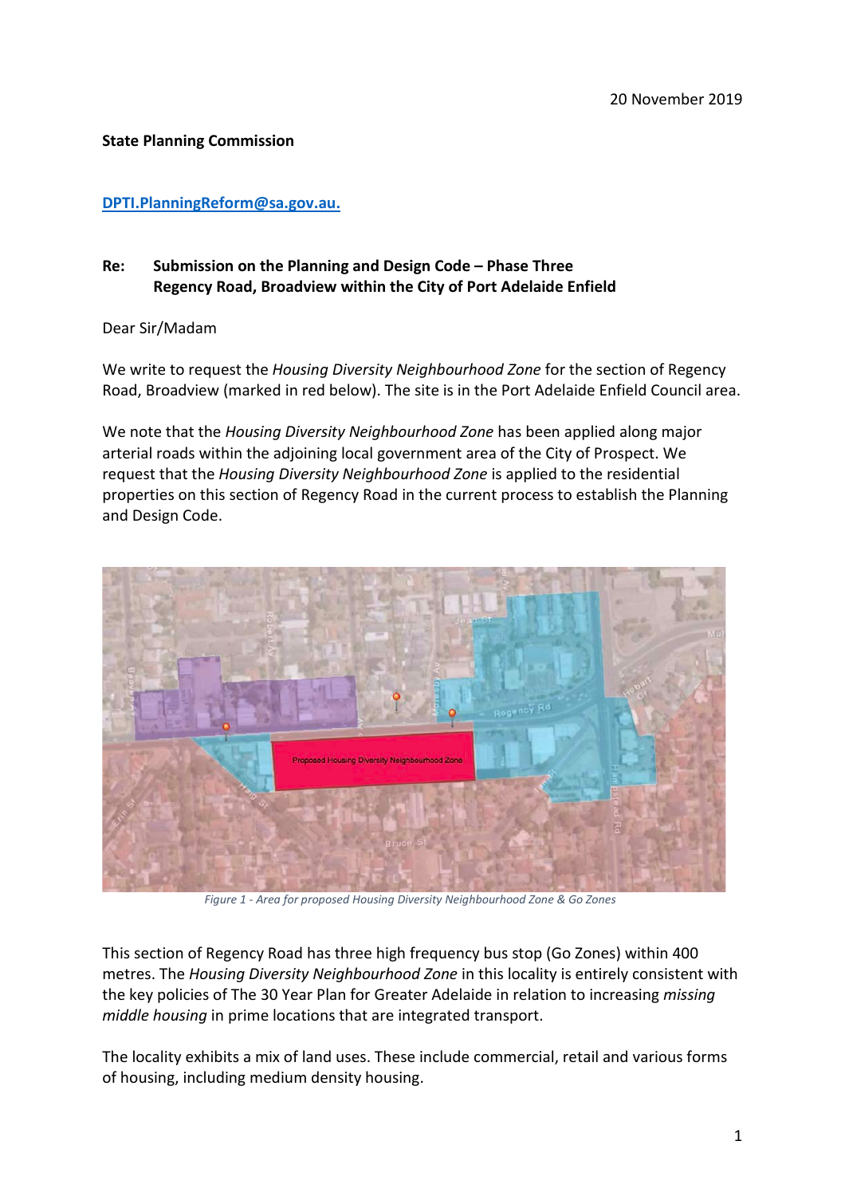20 November 2019

**State Planning Commission**

[DPTI.PlanningReform@sa.gov.au.](mailto:DPTI.PlanningReform@sa.gov.au)

**Re: Submission on the Planning and Design Code – Phase Three**
**Regency Road, Broadview within the City of Port Adelaide Enfield**

Dear Sir/Madam

We write to request the *Housing Diversity Neighbourhood Zone* for the section of Regency Road, Broadview (marked in red below). The site is in the Port Adelaide Enfield Council area.

We note that the *Housing Diversity Neighbourhood Zone* has been applied along major arterial roads within the adjoining local government area of the City of Prospect. We request that the *Housing Diversity Neighbourhood Zone* is applied to the residential properties on this section of Regency Road in the current process to establish the Planning and Design Code.

*Figure 1 - Area for proposed Housing Diversity Neighbourhood Zone & Go Zones*

This section of Regency Road has three high frequency bus stop (Go Zones) within 400 metres. The *Housing Diversity Neighbourhood Zone* in this locality is entirely consistent with the key policies of The 30 Year Plan for Greater Adelaide in relation to increasing *missing middle housing* in prime locations that are integrated transport.

The locality exhibits a mix of land uses. These include commercial, retail and various forms of housing, including medium density housing.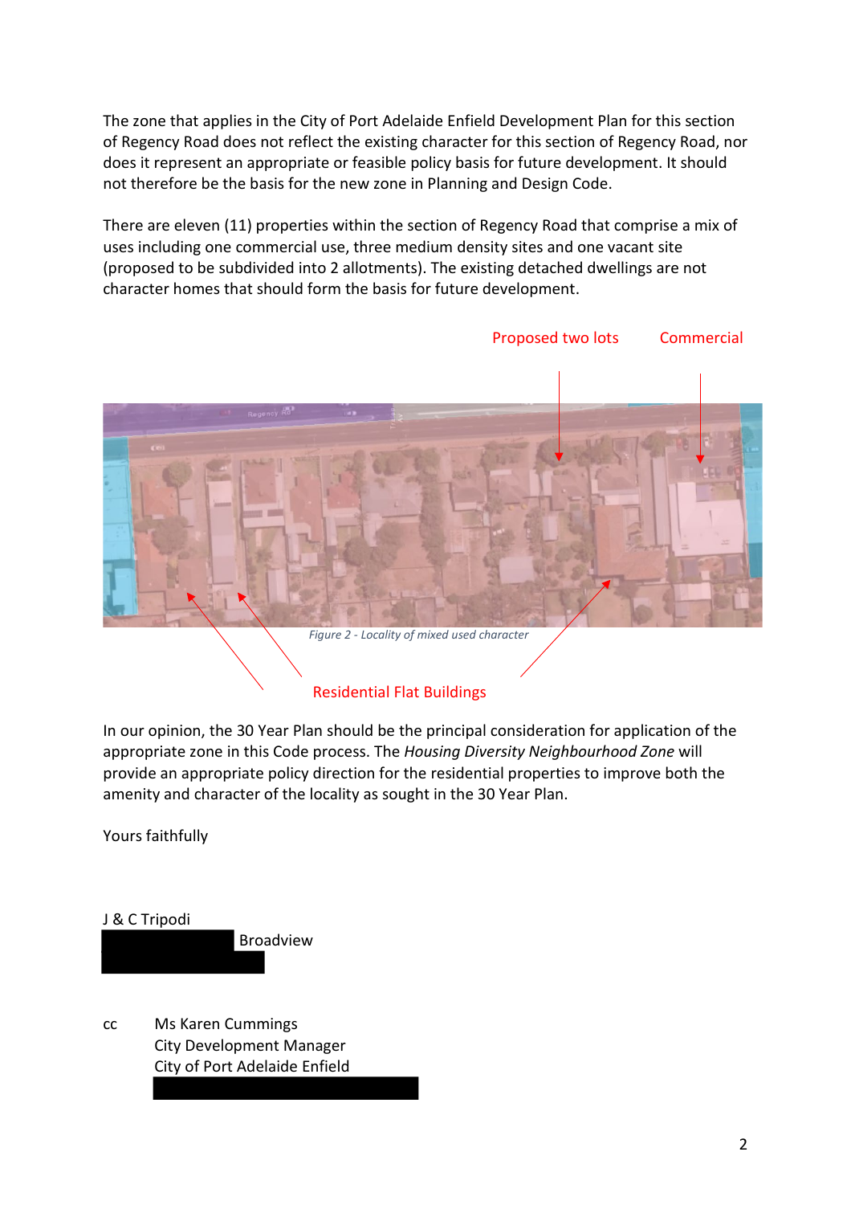The zone that applies in the City of Port Adelaide Enfield Development Plan for this section of Regency Road does not reflect the existing character for this section of Regency Road, nor does it represent an appropriate or feasible policy basis for future development. It should not therefore be the basis for the new zone in Planning and Design Code.

There are eleven (11) properties within the section of Regency Road that comprise a mix of uses including one commercial use, three medium density sites and one vacant site (proposed to be subdivided into 2 allotments). The existing detached dwellings are not character homes that should form the basis for future development.

Proposed two lots

Commercial

Residential Flat Buildings

*Figure 2 - Locality of mixed used character*

In our opinion, the 30 Year Plan should be the principal consideration for application of the appropriate zone in this Code process. The *Housing Diversity Neighbourhood Zone* will provide an appropriate policy direction for the residential properties to improve both the amenity and character of the locality as sought in the 30 Year Plan.

Yours faithfully

J & C Tripodi
Broadview

cc Ms Karen Cummings
City Development Manager
City of Port Adelaide Enfield